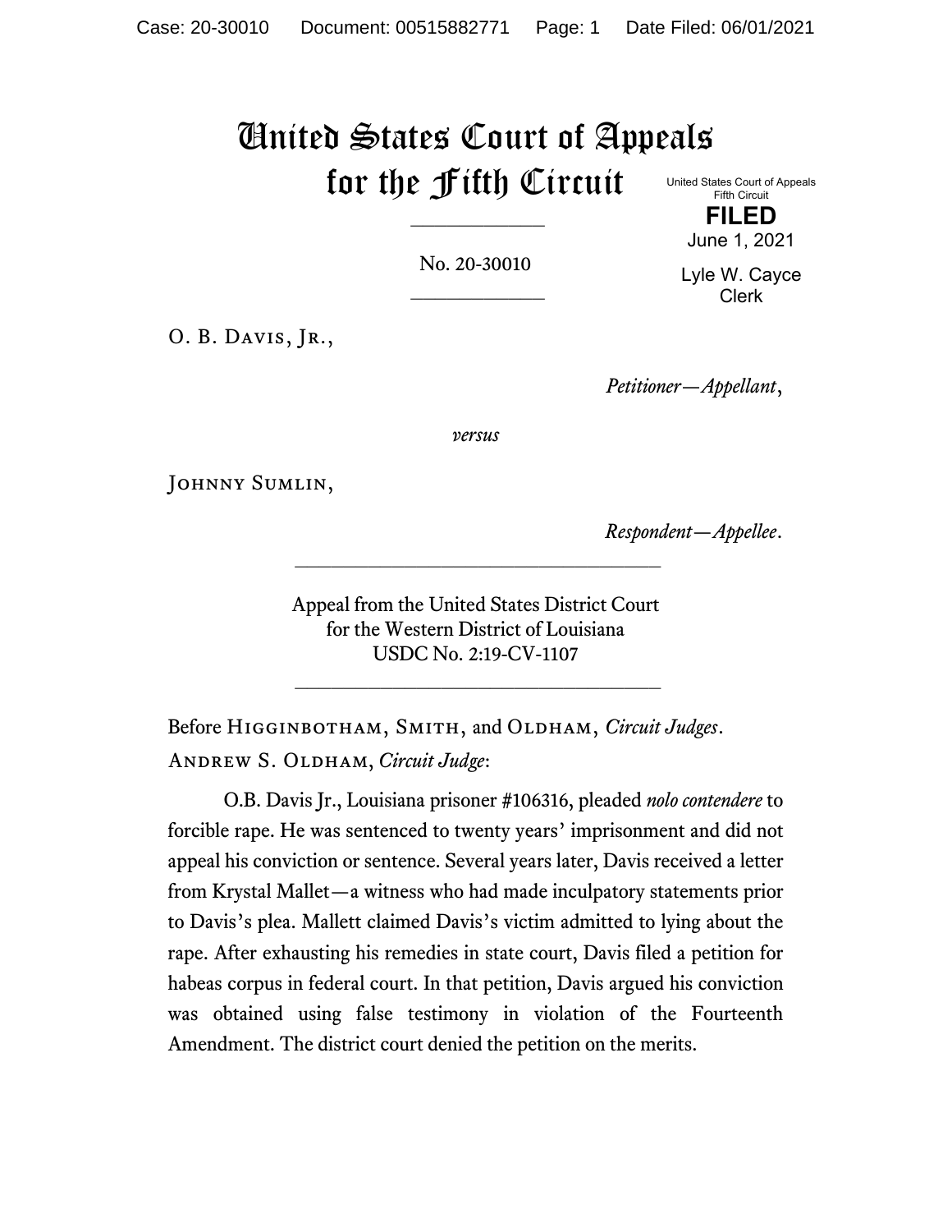# United States Court of Appeals for the Fifth Circuit

United States Court of Appeals
Fifth Circuit

**FILED**

June 1, 2021

Lyle W. Cayce
Clerk

---

No. 20-30010

---

O. B. Davis, Jr.,

*Petitioner—Appellant*,

*versus*

Johnny Sumlin,

*Respondent—Appellee*.

---

Appeal from the United States District Court
for the Western District of Louisiana
USDC No. 2:19-CV-1107

---

Before Higginbotham, Smith, and Oldham, *Circuit Judges*.

Andrew S. Oldham, *Circuit Judge*:

O.B. Davis Jr., Louisiana prisoner #106316, pleaded *nolo contendere* to forcible rape. He was sentenced to twenty years' imprisonment and did not appeal his conviction or sentence. Several years later, Davis received a letter from Krystal Mallet—a witness who had made inculpatory statements prior to Davis's plea. Mallett claimed Davis's victim admitted to lying about the rape. After exhausting his remedies in state court, Davis filed a petition for habeas corpus in federal court. In that petition, Davis argued his conviction was obtained using false testimony in violation of the Fourteenth Amendment. The district court denied the petition on the merits.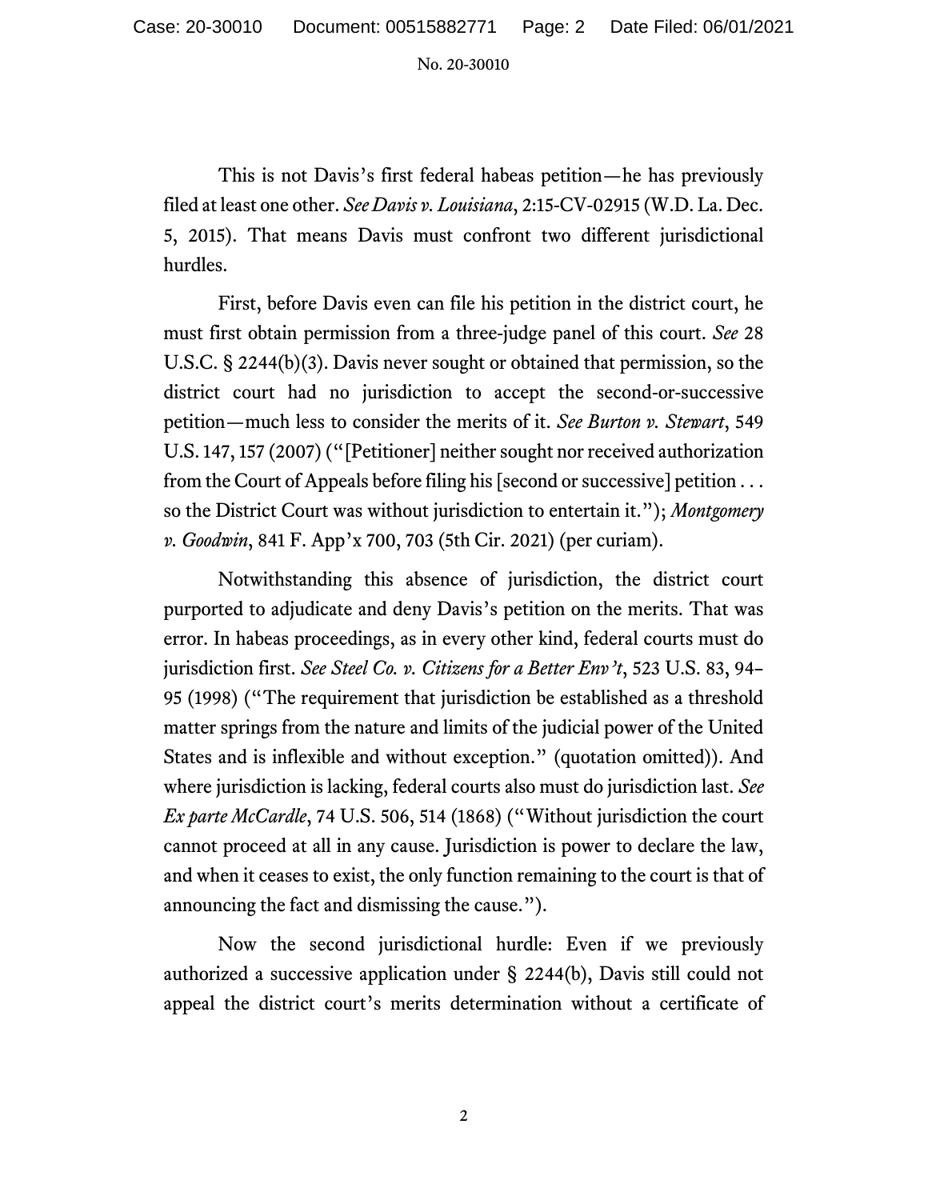This is not Davis's first federal habeas petition—he has previously filed at least one other. *See Davis v. Louisiana*, 2:15-CV-02915 (W.D. La. Dec. 5, 2015). That means Davis must confront two different jurisdictional hurdles.

First, before Davis even can file his petition in the district court, he must first obtain permission from a three-judge panel of this court. *See* 28 U.S.C. § 2244(b)(3). Davis never sought or obtained that permission, so the district court had no jurisdiction to accept the second-or-successive petition—much less to consider the merits of it. *See Burton v. Stewart*, 549 U.S. 147, 157 (2007) ("[Petitioner] neither sought nor received authorization from the Court of Appeals before filing his [second or successive] petition . . . so the District Court was without jurisdiction to entertain it."); *Montgomery v. Goodwin*, 841 F. App'x 700, 703 (5th Cir. 2021) (per curiam).

Notwithstanding this absence of jurisdiction, the district court purported to adjudicate and deny Davis's petition on the merits. That was error. In habeas proceedings, as in every other kind, federal courts must do jurisdiction first. *See Steel Co. v. Citizens for a Better Env't*, 523 U.S. 83, 94–95 (1998) ("The requirement that jurisdiction be established as a threshold matter springs from the nature and limits of the judicial power of the United States and is inflexible and without exception." (quotation omitted)). And where jurisdiction is lacking, federal courts also must do jurisdiction last. *See Ex parte McCardle*, 74 U.S. 506, 514 (1868) ("Without jurisdiction the court cannot proceed at all in any cause. Jurisdiction is power to declare the law, and when it ceases to exist, the only function remaining to the court is that of announcing the fact and dismissing the cause.").

Now the second jurisdictional hurdle: Even if we previously authorized a successive application under § 2244(b), Davis still could not appeal the district court's merits determination without a certificate of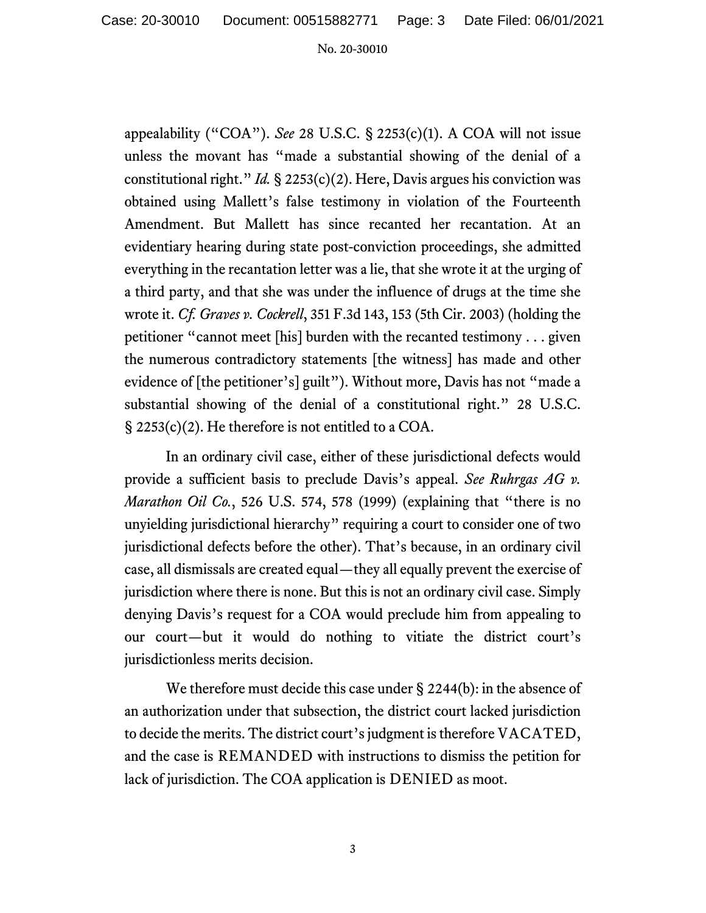appealability ("COA"). *See* 28 U.S.C. § 2253(c)(1). A COA will not issue unless the movant has "made a substantial showing of the denial of a constitutional right." *Id.* § 2253(c)(2). Here, Davis argues his conviction was obtained using Mallett's false testimony in violation of the Fourteenth Amendment. But Mallett has since recanted her recantation. At an evidentiary hearing during state post-conviction proceedings, she admitted everything in the recantation letter was a lie, that she wrote it at the urging of a third party, and that she was under the influence of drugs at the time she wrote it. *Cf. Graves v. Cockrell*, 351 F.3d 143, 153 (5th Cir. 2003) (holding the petitioner "cannot meet [his] burden with the recanted testimony . . . given the numerous contradictory statements [the witness] has made and other evidence of [the petitioner's] guilt"). Without more, Davis has not "made a substantial showing of the denial of a constitutional right." 28 U.S.C. § 2253(c)(2). He therefore is not entitled to a COA.

In an ordinary civil case, either of these jurisdictional defects would provide a sufficient basis to preclude Davis's appeal. *See Ruhrgas AG v. Marathon Oil Co.*, 526 U.S. 574, 578 (1999) (explaining that "there is no unyielding jurisdictional hierarchy" requiring a court to consider one of two jurisdictional defects before the other). That's because, in an ordinary civil case, all dismissals are created equal—they all equally prevent the exercise of jurisdiction where there is none. But this is not an ordinary civil case. Simply denying Davis's request for a COA would preclude him from appealing to our court—but it would do nothing to vitiate the district court's jurisdictionless merits decision.

We therefore must decide this case under § 2244(b): in the absence of an authorization under that subsection, the district court lacked jurisdiction to decide the merits. The district court's judgment is therefore VACATED, and the case is REMANDED with instructions to dismiss the petition for lack of jurisdiction. The COA application is DENIED as moot.